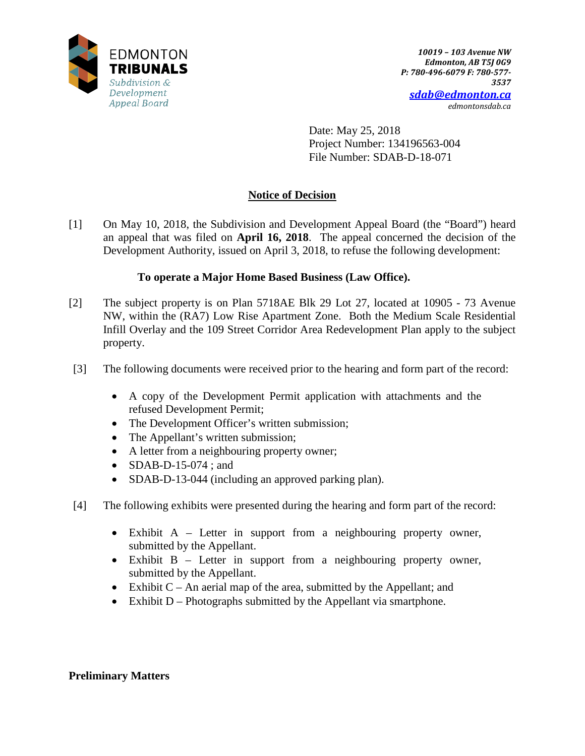EDMONTON
**TRIBUNALS**
*Subdivision & Development Appeal Board*

***10019 – 103 Avenue NW***
***Edmonton, AB T5J 0G9***
***P: 780-496-6079 F: 780-577-3537***
***sdab@edmonton.ca***
*edmontonsdab.ca*

Date: May 25, 2018
Project Number: 134196563-004
File Number: SDAB-D-18-071

## Notice of Decision

[1] On May 10, 2018, the Subdivision and Development Appeal Board (the "Board") heard an appeal that was filed on **April 16, 2018**. The appeal concerned the decision of the Development Authority, issued on April 3, 2018, to refuse the following development:

**To operate a Major Home Based Business (Law Office).**

[2] The subject property is on Plan 5718AE Blk 29 Lot 27, located at 10905 - 73 Avenue NW, within the (RA7) Low Rise Apartment Zone. Both the Medium Scale Residential Infill Overlay and the 109 Street Corridor Area Redevelopment Plan apply to the subject property.

[3] The following documents were received prior to the hearing and form part of the record:

- A copy of the Development Permit application with attachments and the refused Development Permit;
- The Development Officer's written submission;
- The Appellant's written submission;
- A letter from a neighbouring property owner;
- SDAB-D-15-074 ; and
- SDAB-D-13-044 (including an approved parking plan).

[4] The following exhibits were presented during the hearing and form part of the record:

- Exhibit A – Letter in support from a neighbouring property owner, submitted by the Appellant.
- Exhibit B – Letter in support from a neighbouring property owner, submitted by the Appellant.
- Exhibit C – An aerial map of the area, submitted by the Appellant; and
- Exhibit D – Photographs submitted by the Appellant via smartphone.

### Preliminary Matters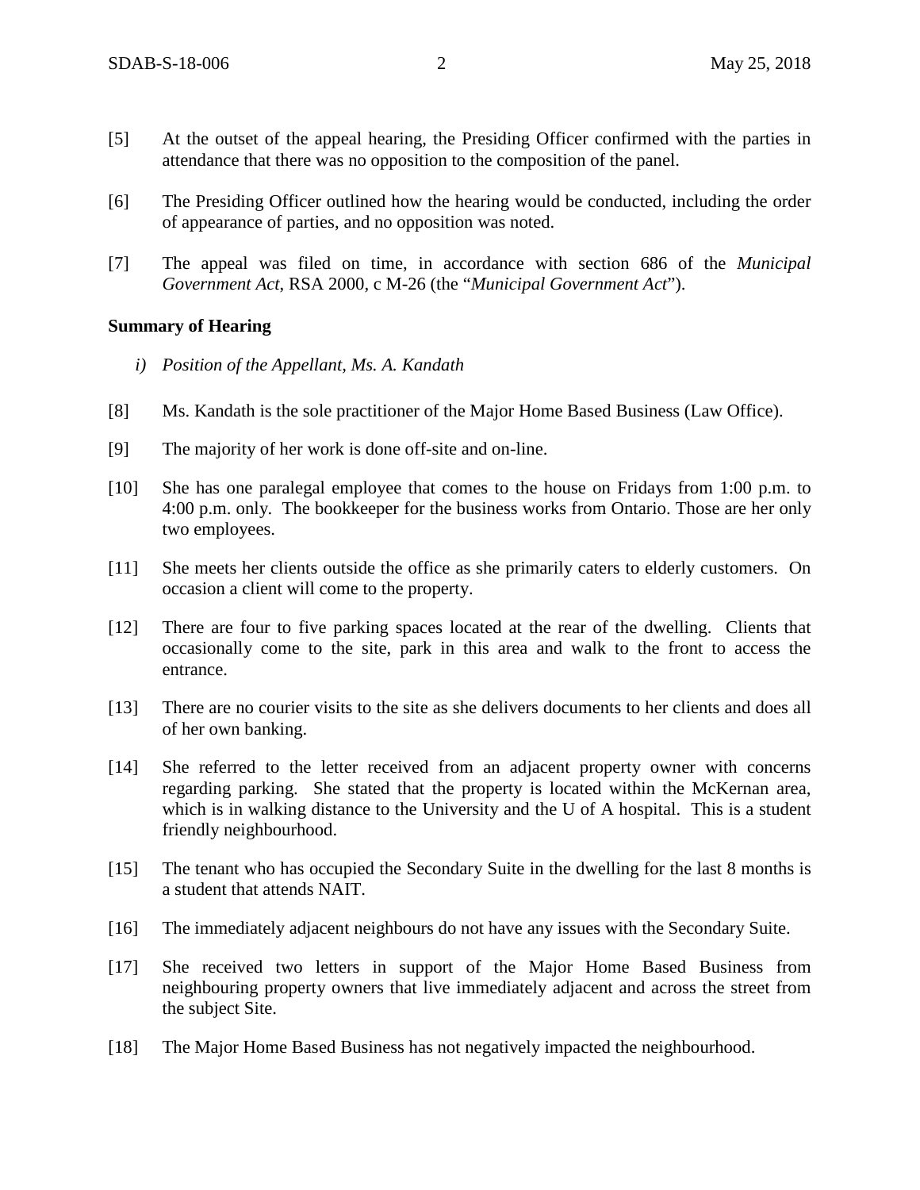[5] At the outset of the appeal hearing, the Presiding Officer confirmed with the parties in attendance that there was no opposition to the composition of the panel.

[6] The Presiding Officer outlined how the hearing would be conducted, including the order of appearance of parties, and no opposition was noted.

[7] The appeal was filed on time, in accordance with section 686 of the *Municipal Government Act*, RSA 2000, c M-26 (the "*Municipal Government Act*").

**Summary of Hearing**

*i) Position of the Appellant, Ms. A. Kandath*

[8] Ms. Kandath is the sole practitioner of the Major Home Based Business (Law Office).

[9] The majority of her work is done off-site and on-line.

[10] She has one paralegal employee that comes to the house on Fridays from 1:00 p.m. to 4:00 p.m. only. The bookkeeper for the business works from Ontario. Those are her only two employees.

[11] She meets her clients outside the office as she primarily caters to elderly customers. On occasion a client will come to the property.

[12] There are four to five parking spaces located at the rear of the dwelling. Clients that occasionally come to the site, park in this area and walk to the front to access the entrance.

[13] There are no courier visits to the site as she delivers documents to her clients and does all of her own banking.

[14] She referred to the letter received from an adjacent property owner with concerns regarding parking. She stated that the property is located within the McKernan area, which is in walking distance to the University and the U of A hospital. This is a student friendly neighbourhood.

[15] The tenant who has occupied the Secondary Suite in the dwelling for the last 8 months is a student that attends NAIT.

[16] The immediately adjacent neighbours do not have any issues with the Secondary Suite.

[17] She received two letters in support of the Major Home Based Business from neighbouring property owners that live immediately adjacent and across the street from the subject Site.

[18] The Major Home Based Business has not negatively impacted the neighbourhood.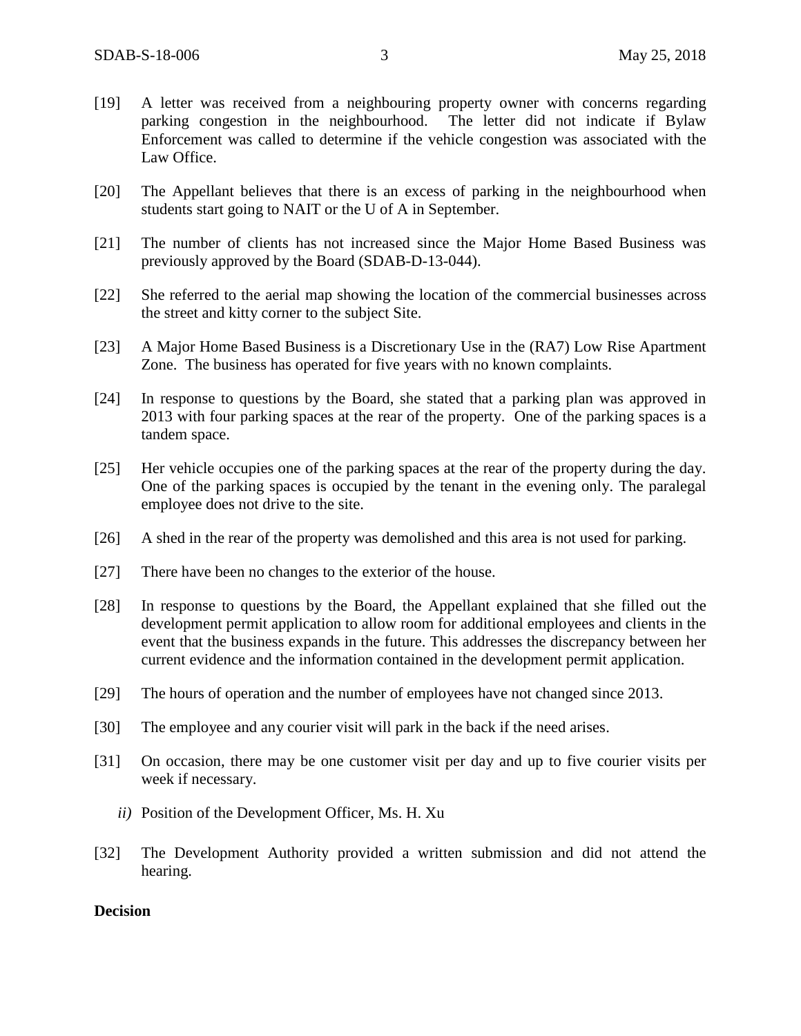[19] A letter was received from a neighbouring property owner with concerns regarding parking congestion in the neighbourhood. The letter did not indicate if Bylaw Enforcement was called to determine if the vehicle congestion was associated with the Law Office.

[20] The Appellant believes that there is an excess of parking in the neighbourhood when students start going to NAIT or the U of A in September.

[21] The number of clients has not increased since the Major Home Based Business was previously approved by the Board (SDAB-D-13-044).

[22] She referred to the aerial map showing the location of the commercial businesses across the street and kitty corner to the subject Site.

[23] A Major Home Based Business is a Discretionary Use in the (RA7) Low Rise Apartment Zone. The business has operated for five years with no known complaints.

[24] In response to questions by the Board, she stated that a parking plan was approved in 2013 with four parking spaces at the rear of the property. One of the parking spaces is a tandem space.

[25] Her vehicle occupies one of the parking spaces at the rear of the property during the day. One of the parking spaces is occupied by the tenant in the evening only. The paralegal employee does not drive to the site.

[26] A shed in the rear of the property was demolished and this area is not used for parking.

[27] There have been no changes to the exterior of the house.

[28] In response to questions by the Board, the Appellant explained that she filled out the development permit application to allow room for additional employees and clients in the event that the business expands in the future. This addresses the discrepancy between her current evidence and the information contained in the development permit application.

[29] The hours of operation and the number of employees have not changed since 2013.

[30] The employee and any courier visit will park in the back if the need arises.

[31] On occasion, there may be one customer visit per day and up to five courier visits per week if necessary.

*ii)* Position of the Development Officer, Ms. H. Xu

[32] The Development Authority provided a written submission and did not attend the hearing.

**Decision**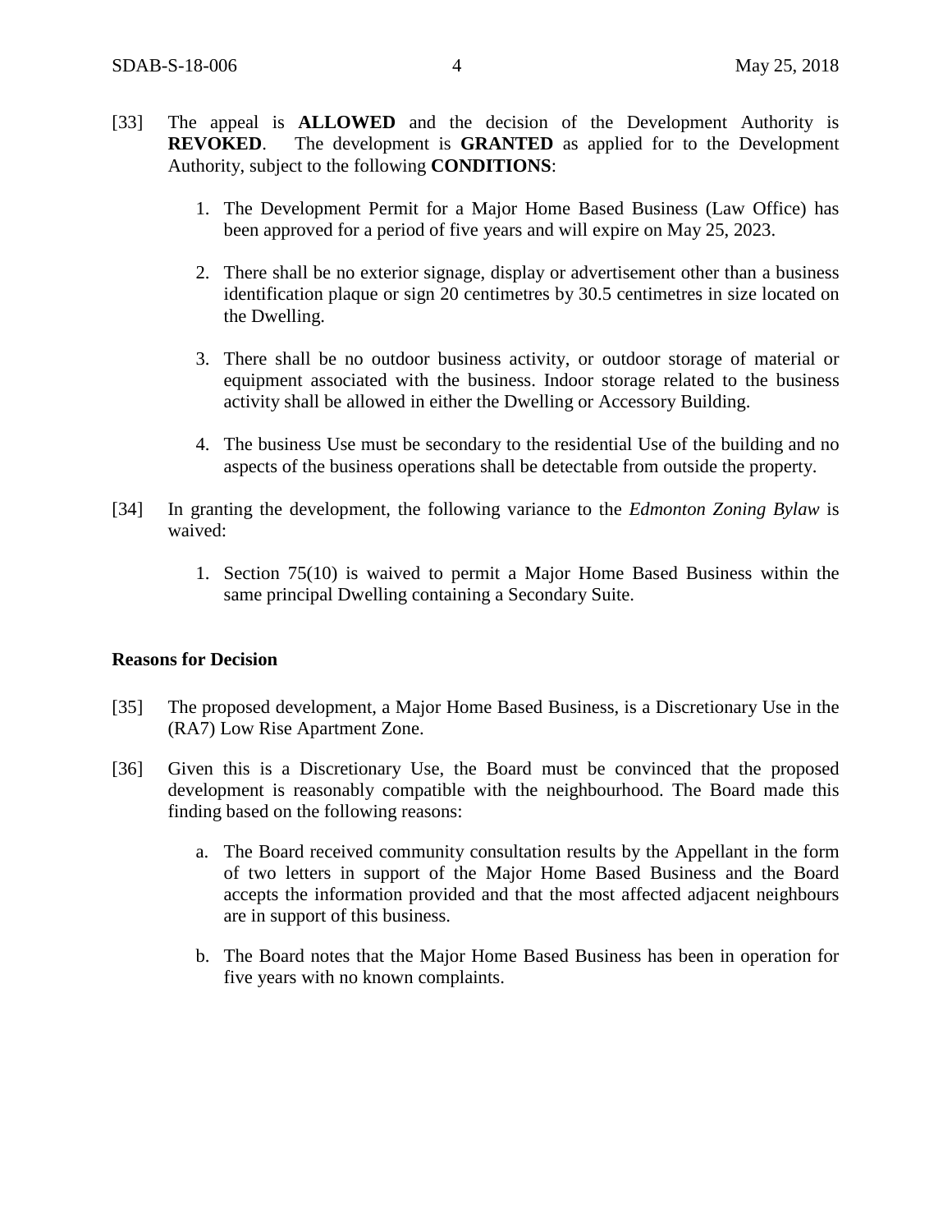[33] The appeal is **ALLOWED** and the decision of the Development Authority is **REVOKED**. The development is **GRANTED** as applied for to the Development Authority, subject to the following **CONDITIONS**:

1. The Development Permit for a Major Home Based Business (Law Office) has been approved for a period of five years and will expire on May 25, 2023.

2. There shall be no exterior signage, display or advertisement other than a business identification plaque or sign 20 centimetres by 30.5 centimetres in size located on the Dwelling.

3. There shall be no outdoor business activity, or outdoor storage of material or equipment associated with the business. Indoor storage related to the business activity shall be allowed in either the Dwelling or Accessory Building.

4. The business Use must be secondary to the residential Use of the building and no aspects of the business operations shall be detectable from outside the property.

[34] In granting the development, the following variance to the *Edmonton Zoning Bylaw* is waived:

1. Section 75(10) is waived to permit a Major Home Based Business within the same principal Dwelling containing a Secondary Suite.

**Reasons for Decision**

[35] The proposed development, a Major Home Based Business, is a Discretionary Use in the (RA7) Low Rise Apartment Zone.

[36] Given this is a Discretionary Use, the Board must be convinced that the proposed development is reasonably compatible with the neighbourhood. The Board made this finding based on the following reasons:

a. The Board received community consultation results by the Appellant in the form of two letters in support of the Major Home Based Business and the Board accepts the information provided and that the most affected adjacent neighbours are in support of this business.

b. The Board notes that the Major Home Based Business has been in operation for five years with no known complaints.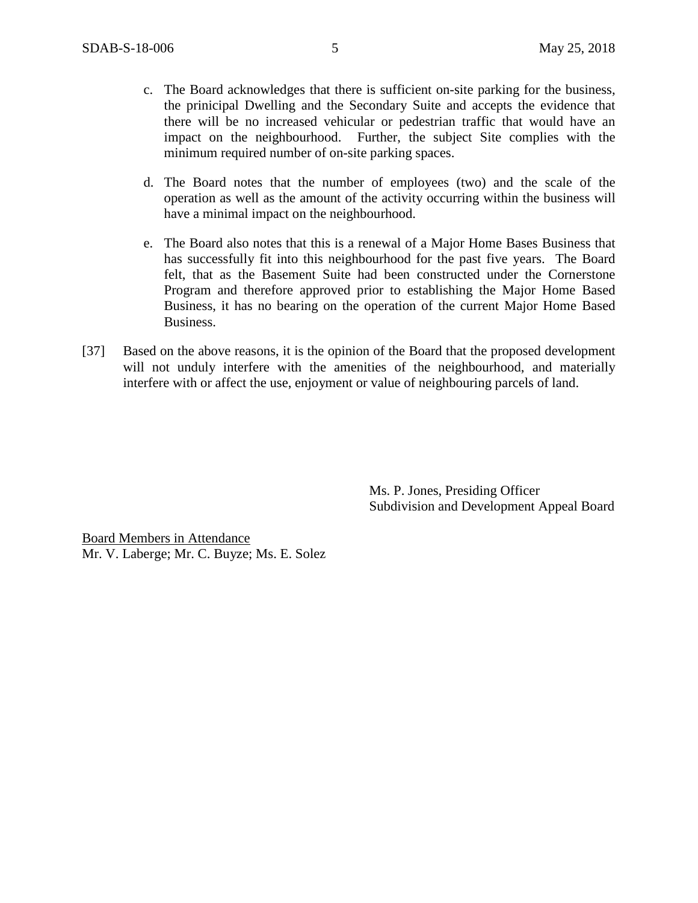c. The Board acknowledges that there is sufficient on-site parking for the business, the prinicipal Dwelling and the Secondary Suite and accepts the evidence that there will be no increased vehicular or pedestrian traffic that would have an impact on the neighbourhood. Further, the subject Site complies with the minimum required number of on-site parking spaces.

d. The Board notes that the number of employees (two) and the scale of the operation as well as the amount of the activity occurring within the business will have a minimal impact on the neighbourhood.

e. The Board also notes that this is a renewal of a Major Home Bases Business that has successfully fit into this neighbourhood for the past five years. The Board felt, that as the Basement Suite had been constructed under the Cornerstone Program and therefore approved prior to establishing the Major Home Based Business, it has no bearing on the operation of the current Major Home Based Business.

[37] Based on the above reasons, it is the opinion of the Board that the proposed development will not unduly interfere with the amenities of the neighbourhood, and materially interfere with or affect the use, enjoyment or value of neighbouring parcels of land.

Ms. P. Jones, Presiding Officer
Subdivision and Development Appeal Board

<u>Board Members in Attendance</u>
Mr. V. Laberge; Mr. C. Buyze; Ms. E. Solez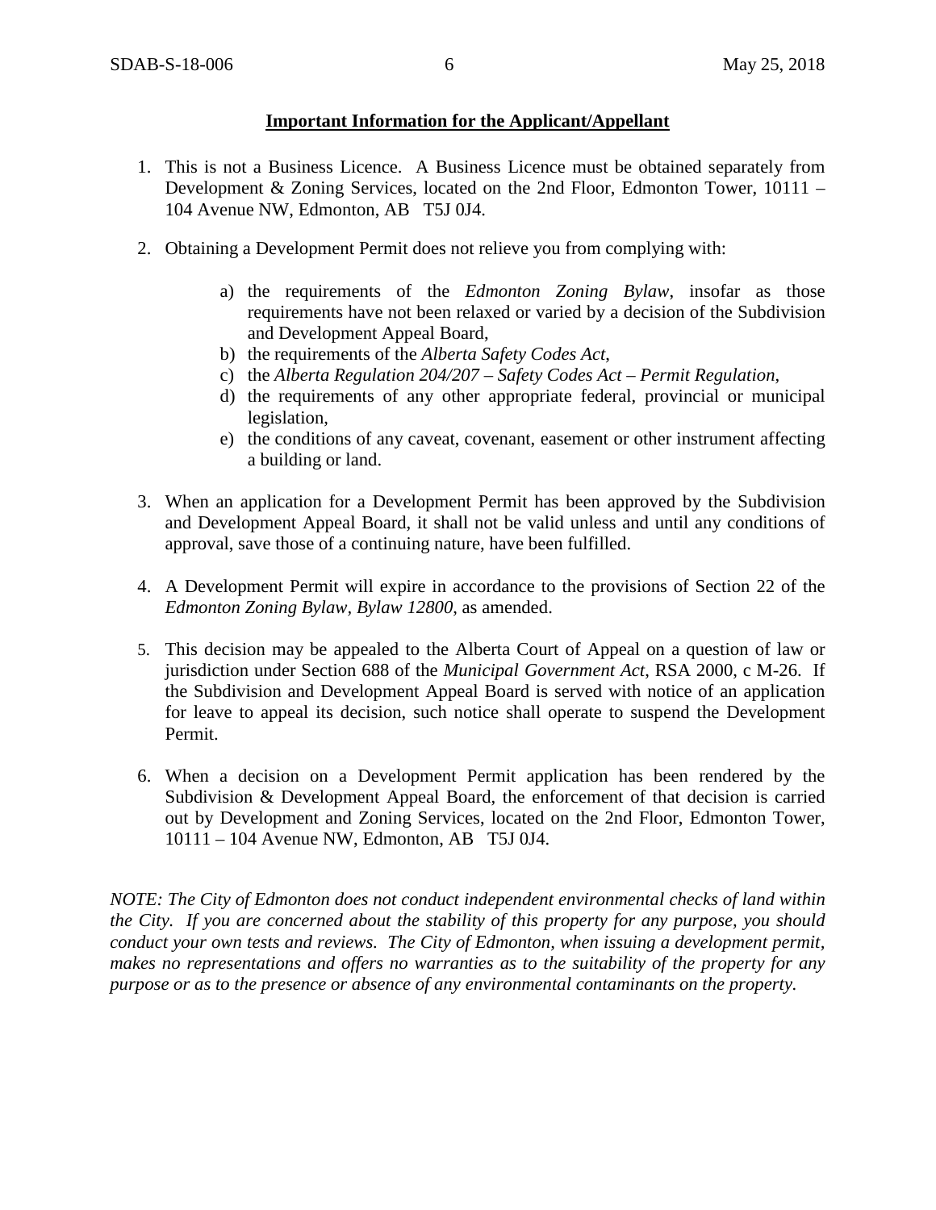**Important Information for the Applicant/Appellant**

1. This is not a Business Licence. A Business Licence must be obtained separately from Development & Zoning Services, located on the 2nd Floor, Edmonton Tower, 10111 – 104 Avenue NW, Edmonton, AB T5J 0J4.

2. Obtaining a Development Permit does not relieve you from complying with:

    a) the requirements of the *Edmonton Zoning Bylaw*, insofar as those requirements have not been relaxed or varied by a decision of the Subdivision and Development Appeal Board,
    b) the requirements of the *Alberta Safety Codes Act*,
    c) the *Alberta Regulation 204/207 – Safety Codes Act – Permit Regulation*,
    d) the requirements of any other appropriate federal, provincial or municipal legislation,
    e) the conditions of any caveat, covenant, easement or other instrument affecting a building or land.

3. When an application for a Development Permit has been approved by the Subdivision and Development Appeal Board, it shall not be valid unless and until any conditions of approval, save those of a continuing nature, have been fulfilled.

4. A Development Permit will expire in accordance to the provisions of Section 22 of the *Edmonton Zoning Bylaw, Bylaw 12800*, as amended.

5. This decision may be appealed to the Alberta Court of Appeal on a question of law or jurisdiction under Section 688 of the *Municipal Government Act*, RSA 2000, c M-26. If the Subdivision and Development Appeal Board is served with notice of an application for leave to appeal its decision, such notice shall operate to suspend the Development Permit.

6. When a decision on a Development Permit application has been rendered by the Subdivision & Development Appeal Board, the enforcement of that decision is carried out by Development and Zoning Services, located on the 2nd Floor, Edmonton Tower, 10111 – 104 Avenue NW, Edmonton, AB T5J 0J4.

*NOTE: The City of Edmonton does not conduct independent environmental checks of land within the City. If you are concerned about the stability of this property for any purpose, you should conduct your own tests and reviews. The City of Edmonton, when issuing a development permit, makes no representations and offers no warranties as to the suitability of the property for any purpose or as to the presence or absence of any environmental contaminants on the property.*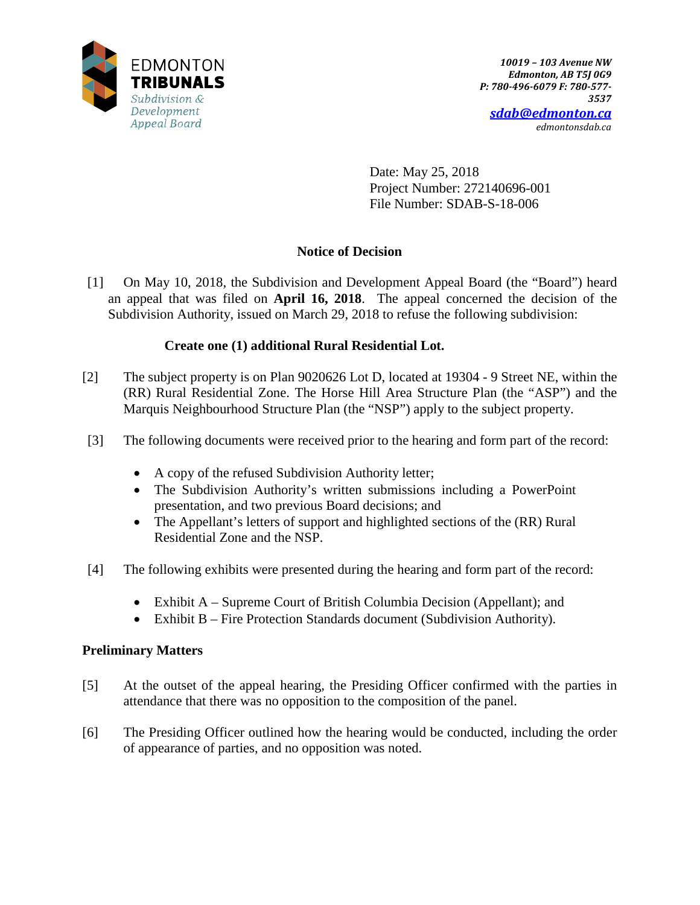EDMONTON **TRIBUNALS**
*Subdivision & Development Appeal Board*

*10019 – 103 Avenue NW*
*Edmonton, AB T5J 0G9*
*P: 780-496-6079 F: 780-577-3537*
*sdab@edmonton.ca*
*edmontonsdab.ca*

Date: May 25, 2018
Project Number: 272140696-001
File Number: SDAB-S-18-006

## Notice of Decision

[1] On May 10, 2018, the Subdivision and Development Appeal Board (the "Board") heard an appeal that was filed on **April 16, 2018**. The appeal concerned the decision of the Subdivision Authority, issued on March 29, 2018 to refuse the following subdivision:

**Create one (1) additional Rural Residential Lot.**

[2] The subject property is on Plan 9020626 Lot D, located at 19304 - 9 Street NE, within the (RR) Rural Residential Zone. The Horse Hill Area Structure Plan (the "ASP") and the Marquis Neighbourhood Structure Plan (the "NSP") apply to the subject property.

[3] The following documents were received prior to the hearing and form part of the record:

- A copy of the refused Subdivision Authority letter;
- The Subdivision Authority's written submissions including a PowerPoint presentation, and two previous Board decisions; and
- The Appellant's letters of support and highlighted sections of the (RR) Rural Residential Zone and the NSP.

[4] The following exhibits were presented during the hearing and form part of the record:

- Exhibit A – Supreme Court of British Columbia Decision (Appellant); and
- Exhibit B – Fire Protection Standards document (Subdivision Authority).

### Preliminary Matters

[5] At the outset of the appeal hearing, the Presiding Officer confirmed with the parties in attendance that there was no opposition to the composition of the panel.

[6] The Presiding Officer outlined how the hearing would be conducted, including the order of appearance of parties, and no opposition was noted.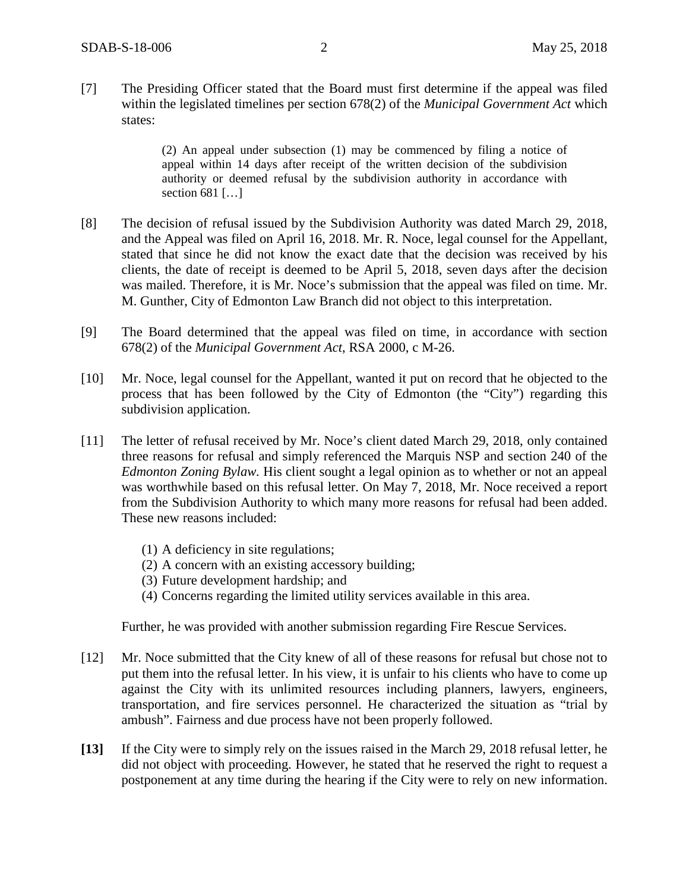[7] The Presiding Officer stated that the Board must first determine if the appeal was filed within the legislated timelines per section 678(2) of the *Municipal Government Act* which states:

> (2) An appeal under subsection (1) may be commenced by filing a notice of appeal within 14 days after receipt of the written decision of the subdivision authority or deemed refusal by the subdivision authority in accordance with section 681 […]

[8] The decision of refusal issued by the Subdivision Authority was dated March 29, 2018, and the Appeal was filed on April 16, 2018. Mr. R. Noce, legal counsel for the Appellant, stated that since he did not know the exact date that the decision was received by his clients, the date of receipt is deemed to be April 5, 2018, seven days after the decision was mailed. Therefore, it is Mr. Noce's submission that the appeal was filed on time. Mr. M. Gunther, City of Edmonton Law Branch did not object to this interpretation.

[9] The Board determined that the appeal was filed on time, in accordance with section 678(2) of the *Municipal Government Act*, RSA 2000, c M-26.

[10] Mr. Noce, legal counsel for the Appellant, wanted it put on record that he objected to the process that has been followed by the City of Edmonton (the "City") regarding this subdivision application.

[11] The letter of refusal received by Mr. Noce's client dated March 29, 2018, only contained three reasons for refusal and simply referenced the Marquis NSP and section 240 of the *Edmonton Zoning Bylaw*. His client sought a legal opinion as to whether or not an appeal was worthwhile based on this refusal letter. On May 7, 2018, Mr. Noce received a report from the Subdivision Authority to which many more reasons for refusal had been added. These new reasons included:

(1) A deficiency in site regulations;
(2) A concern with an existing accessory building;
(3) Future development hardship; and
(4) Concerns regarding the limited utility services available in this area.

Further, he was provided with another submission regarding Fire Rescue Services.

[12] Mr. Noce submitted that the City knew of all of these reasons for refusal but chose not to put them into the refusal letter. In his view, it is unfair to his clients who have to come up against the City with its unlimited resources including planners, lawyers, engineers, transportation, and fire services personnel. He characterized the situation as "trial by ambush". Fairness and due process have not been properly followed.

**[13]** If the City were to simply rely on the issues raised in the March 29, 2018 refusal letter, he did not object with proceeding. However, he stated that he reserved the right to request a postponement at any time during the hearing if the City were to rely on new information.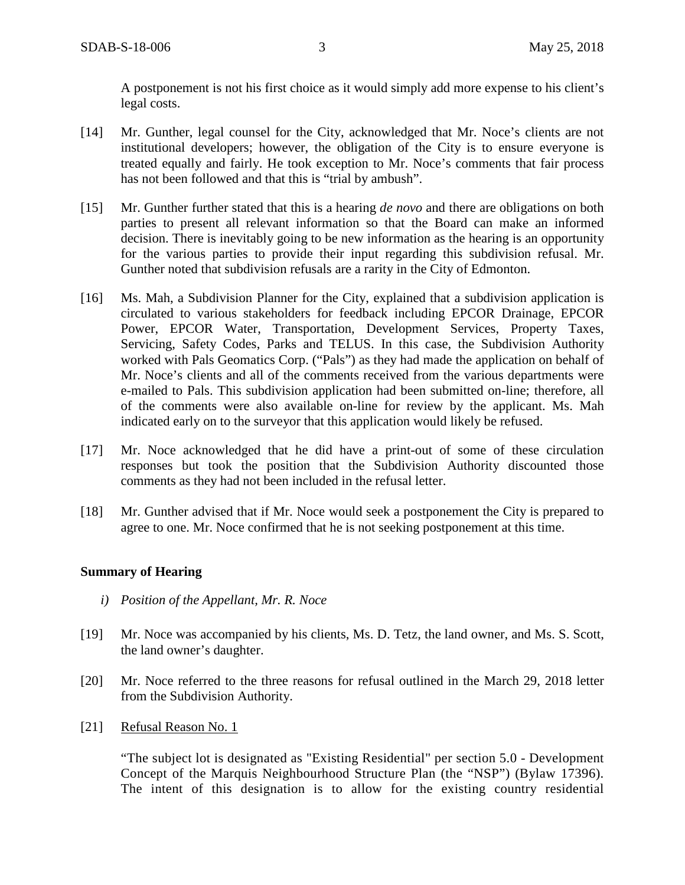A postponement is not his first choice as it would simply add more expense to his client's legal costs.

[14] Mr. Gunther, legal counsel for the City, acknowledged that Mr. Noce's clients are not institutional developers; however, the obligation of the City is to ensure everyone is treated equally and fairly. He took exception to Mr. Noce's comments that fair process has not been followed and that this is "trial by ambush".

[15] Mr. Gunther further stated that this is a hearing *de novo* and there are obligations on both parties to present all relevant information so that the Board can make an informed decision. There is inevitably going to be new information as the hearing is an opportunity for the various parties to provide their input regarding this subdivision refusal. Mr. Gunther noted that subdivision refusals are a rarity in the City of Edmonton.

[16] Ms. Mah, a Subdivision Planner for the City, explained that a subdivision application is circulated to various stakeholders for feedback including EPCOR Drainage, EPCOR Power, EPCOR Water, Transportation, Development Services, Property Taxes, Servicing, Safety Codes, Parks and TELUS. In this case, the Subdivision Authority worked with Pals Geomatics Corp. ("Pals") as they had made the application on behalf of Mr. Noce's clients and all of the comments received from the various departments were e-mailed to Pals. This subdivision application had been submitted on-line; therefore, all of the comments were also available on-line for review by the applicant. Ms. Mah indicated early on to the surveyor that this application would likely be refused.

[17] Mr. Noce acknowledged that he did have a print-out of some of these circulation responses but took the position that the Subdivision Authority discounted those comments as they had not been included in the refusal letter.

[18] Mr. Gunther advised that if Mr. Noce would seek a postponement the City is prepared to agree to one. Mr. Noce confirmed that he is not seeking postponement at this time.

**Summary of Hearing**

*i) Position of the Appellant, Mr. R. Noce*

[19] Mr. Noce was accompanied by his clients, Ms. D. Tetz, the land owner, and Ms. S. Scott, the land owner's daughter.

[20] Mr. Noce referred to the three reasons for refusal outlined in the March 29, 2018 letter from the Subdivision Authority.

[21] Refusal Reason No. 1

"The subject lot is designated as "Existing Residential" per section 5.0 - Development Concept of the Marquis Neighbourhood Structure Plan (the "NSP") (Bylaw 17396). The intent of this designation is to allow for the existing country residential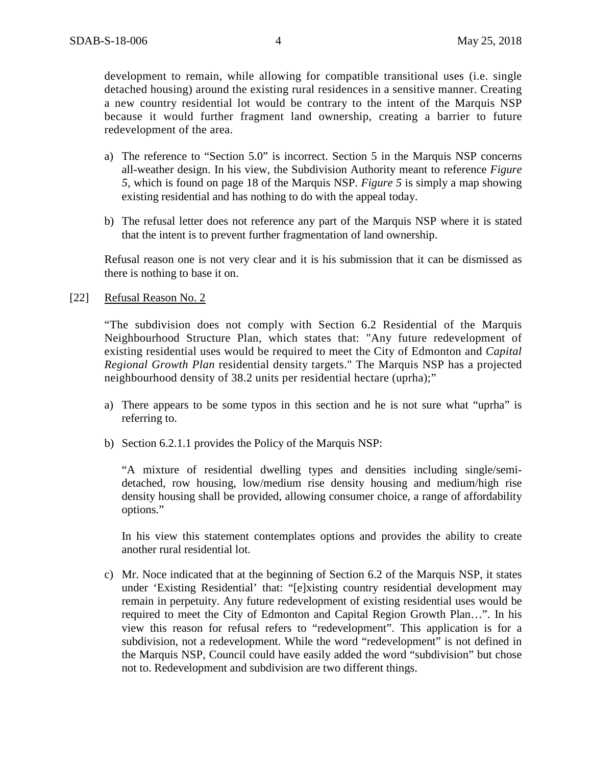development to remain, while allowing for compatible transitional uses (i.e. single detached housing) around the existing rural residences in a sensitive manner. Creating a new country residential lot would be contrary to the intent of the Marquis NSP because it would further fragment land ownership, creating a barrier to future redevelopment of the area.

a) The reference to "Section 5.0" is incorrect. Section 5 in the Marquis NSP concerns all-weather design. In his view, the Subdivision Authority meant to reference *Figure 5*, which is found on page 18 of the Marquis NSP. *Figure 5* is simply a map showing existing residential and has nothing to do with the appeal today.

b) The refusal letter does not reference any part of the Marquis NSP where it is stated that the intent is to prevent further fragmentation of land ownership.

Refusal reason one is not very clear and it is his submission that it can be dismissed as there is nothing to base it on.

[22] Refusal Reason No. 2

"The subdivision does not comply with Section 6.2 Residential of the Marquis Neighbourhood Structure Plan, which states that: "Any future redevelopment of existing residential uses would be required to meet the City of Edmonton and *Capital Regional Growth Plan* residential density targets." The Marquis NSP has a projected neighbourhood density of 38.2 units per residential hectare (uprha);"

a) There appears to be some typos in this section and he is not sure what "uprha" is referring to.

b) Section 6.2.1.1 provides the Policy of the Marquis NSP:

"A mixture of residential dwelling types and densities including single/semi-detached, row housing, low/medium rise density housing and medium/high rise density housing shall be provided, allowing consumer choice, a range of affordability options."

In his view this statement contemplates options and provides the ability to create another rural residential lot.

c) Mr. Noce indicated that at the beginning of Section 6.2 of the Marquis NSP, it states under 'Existing Residential' that: "[e]xisting country residential development may remain in perpetuity. Any future redevelopment of existing residential uses would be required to meet the City of Edmonton and Capital Region Growth Plan…". In his view this reason for refusal refers to "redevelopment". This application is for a subdivision, not a redevelopment. While the word "redevelopment" is not defined in the Marquis NSP, Council could have easily added the word "subdivision" but chose not to. Redevelopment and subdivision are two different things.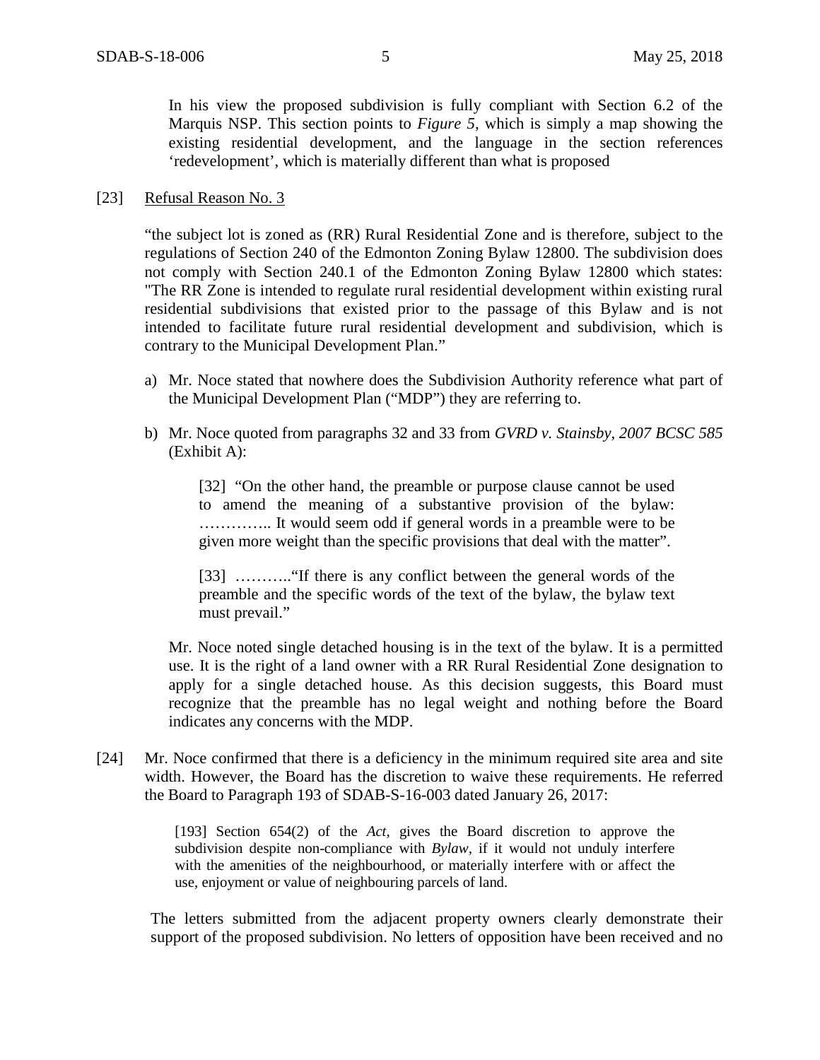In his view the proposed subdivision is fully compliant with Section 6.2 of the Marquis NSP. This section points to *Figure 5*, which is simply a map showing the existing residential development, and the language in the section references 'redevelopment', which is materially different than what is proposed

[23] Refusal Reason No. 3

"the subject lot is zoned as (RR) Rural Residential Zone and is therefore, subject to the regulations of Section 240 of the Edmonton Zoning Bylaw 12800. The subdivision does not comply with Section 240.1 of the Edmonton Zoning Bylaw 12800 which states: "The RR Zone is intended to regulate rural residential development within existing rural residential subdivisions that existed prior to the passage of this Bylaw and is not intended to facilitate future rural residential development and subdivision, which is contrary to the Municipal Development Plan."

a) Mr. Noce stated that nowhere does the Subdivision Authority reference what part of the Municipal Development Plan ("MDP") they are referring to.

b) Mr. Noce quoted from paragraphs 32 and 33 from *GVRD v. Stainsby, 2007 BCSC 585* (Exhibit A):

> [32] "On the other hand, the preamble or purpose clause cannot be used to amend the meaning of a substantive provision of the bylaw: ………….. It would seem odd if general words in a preamble were to be given more weight than the specific provisions that deal with the matter".
>
> [33] ………."If there is any conflict between the general words of the preamble and the specific words of the text of the bylaw, the bylaw text must prevail."

Mr. Noce noted single detached housing is in the text of the bylaw. It is a permitted use. It is the right of a land owner with a RR Rural Residential Zone designation to apply for a single detached house. As this decision suggests, this Board must recognize that the preamble has no legal weight and nothing before the Board indicates any concerns with the MDP.

[24] Mr. Noce confirmed that there is a deficiency in the minimum required site area and site width. However, the Board has the discretion to waive these requirements. He referred the Board to Paragraph 193 of SDAB-S-16-003 dated January 26, 2017:

> [193] Section 654(2) of the *Act,* gives the Board discretion to approve the subdivision despite non-compliance with *Bylaw,* if it would not unduly interfere with the amenities of the neighbourhood, or materially interfere with or affect the use, enjoyment or value of neighbouring parcels of land.

The letters submitted from the adjacent property owners clearly demonstrate their support of the proposed subdivision. No letters of opposition have been received and no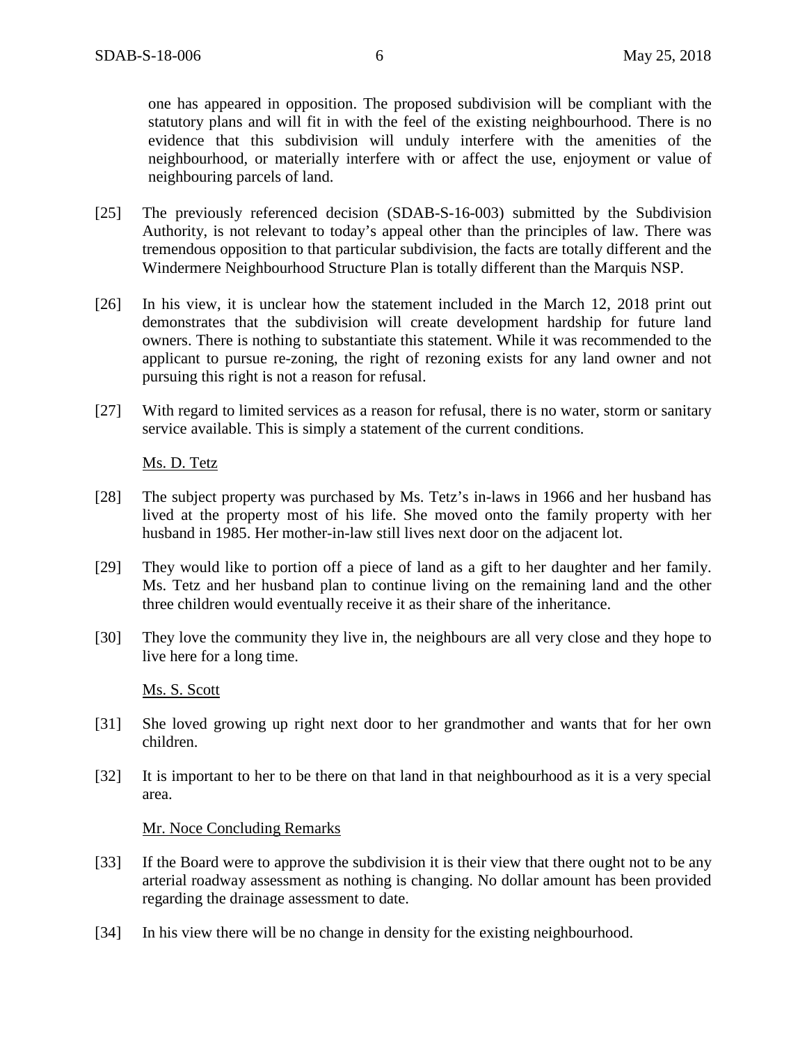one has appeared in opposition. The proposed subdivision will be compliant with the statutory plans and will fit in with the feel of the existing neighbourhood. There is no evidence that this subdivision will unduly interfere with the amenities of the neighbourhood, or materially interfere with or affect the use, enjoyment or value of neighbouring parcels of land.

[25] The previously referenced decision (SDAB-S-16-003) submitted by the Subdivision Authority, is not relevant to today's appeal other than the principles of law. There was tremendous opposition to that particular subdivision, the facts are totally different and the Windermere Neighbourhood Structure Plan is totally different than the Marquis NSP.

[26] In his view, it is unclear how the statement included in the March 12, 2018 print out demonstrates that the subdivision will create development hardship for future land owners. There is nothing to substantiate this statement. While it was recommended to the applicant to pursue re-zoning, the right of rezoning exists for any land owner and not pursuing this right is not a reason for refusal.

[27] With regard to limited services as a reason for refusal, there is no water, storm or sanitary service available. This is simply a statement of the current conditions.

Ms. D. Tetz

[28] The subject property was purchased by Ms. Tetz's in-laws in 1966 and her husband has lived at the property most of his life. She moved onto the family property with her husband in 1985. Her mother-in-law still lives next door on the adjacent lot.

[29] They would like to portion off a piece of land as a gift to her daughter and her family. Ms. Tetz and her husband plan to continue living on the remaining land and the other three children would eventually receive it as their share of the inheritance.

[30] They love the community they live in, the neighbours are all very close and they hope to live here for a long time.

Ms. S. Scott

[31] She loved growing up right next door to her grandmother and wants that for her own children.

[32] It is important to her to be there on that land in that neighbourhood as it is a very special area.

Mr. Noce Concluding Remarks

[33] If the Board were to approve the subdivision it is their view that there ought not to be any arterial roadway assessment as nothing is changing. No dollar amount has been provided regarding the drainage assessment to date.

[34] In his view there will be no change in density for the existing neighbourhood.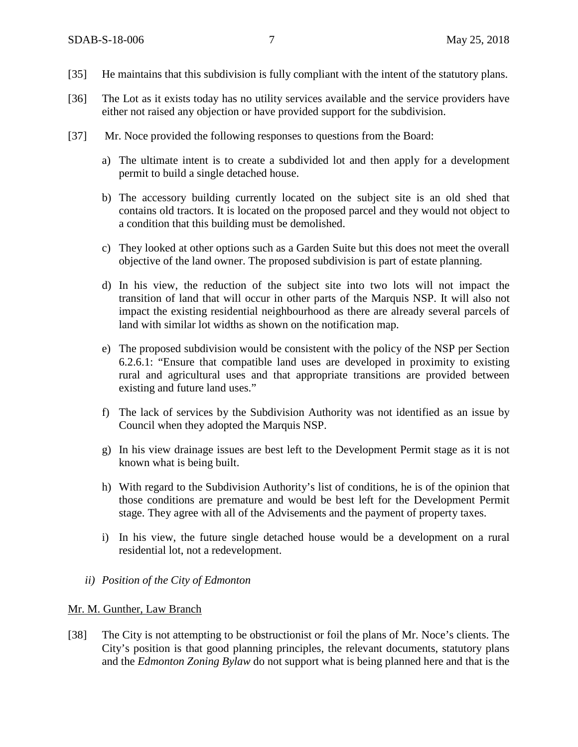[35] He maintains that this subdivision is fully compliant with the intent of the statutory plans.

[36] The Lot as it exists today has no utility services available and the service providers have either not raised any objection or have provided support for the subdivision.

[37] Mr. Noce provided the following responses to questions from the Board:

a) The ultimate intent is to create a subdivided lot and then apply for a development permit to build a single detached house.

b) The accessory building currently located on the subject site is an old shed that contains old tractors. It is located on the proposed parcel and they would not object to a condition that this building must be demolished.

c) They looked at other options such as a Garden Suite but this does not meet the overall objective of the land owner. The proposed subdivision is part of estate planning.

d) In his view, the reduction of the subject site into two lots will not impact the transition of land that will occur in other parts of the Marquis NSP. It will also not impact the existing residential neighbourhood as there are already several parcels of land with similar lot widths as shown on the notification map.

e) The proposed subdivision would be consistent with the policy of the NSP per Section 6.2.6.1: "Ensure that compatible land uses are developed in proximity to existing rural and agricultural uses and that appropriate transitions are provided between existing and future land uses."

f) The lack of services by the Subdivision Authority was not identified as an issue by Council when they adopted the Marquis NSP.

g) In his view drainage issues are best left to the Development Permit stage as it is not known what is being built.

h) With regard to the Subdivision Authority's list of conditions, he is of the opinion that those conditions are premature and would be best left for the Development Permit stage. They agree with all of the Advisements and the payment of property taxes.

i) In his view, the future single detached house would be a development on a rural residential lot, not a redevelopment.

*ii) Position of the City of Edmonton*

Mr. M. Gunther, Law Branch

[38] The City is not attempting to be obstructionist or foil the plans of Mr. Noce's clients. The City's position is that good planning principles, the relevant documents, statutory plans and the *Edmonton Zoning Bylaw* do not support what is being planned here and that is the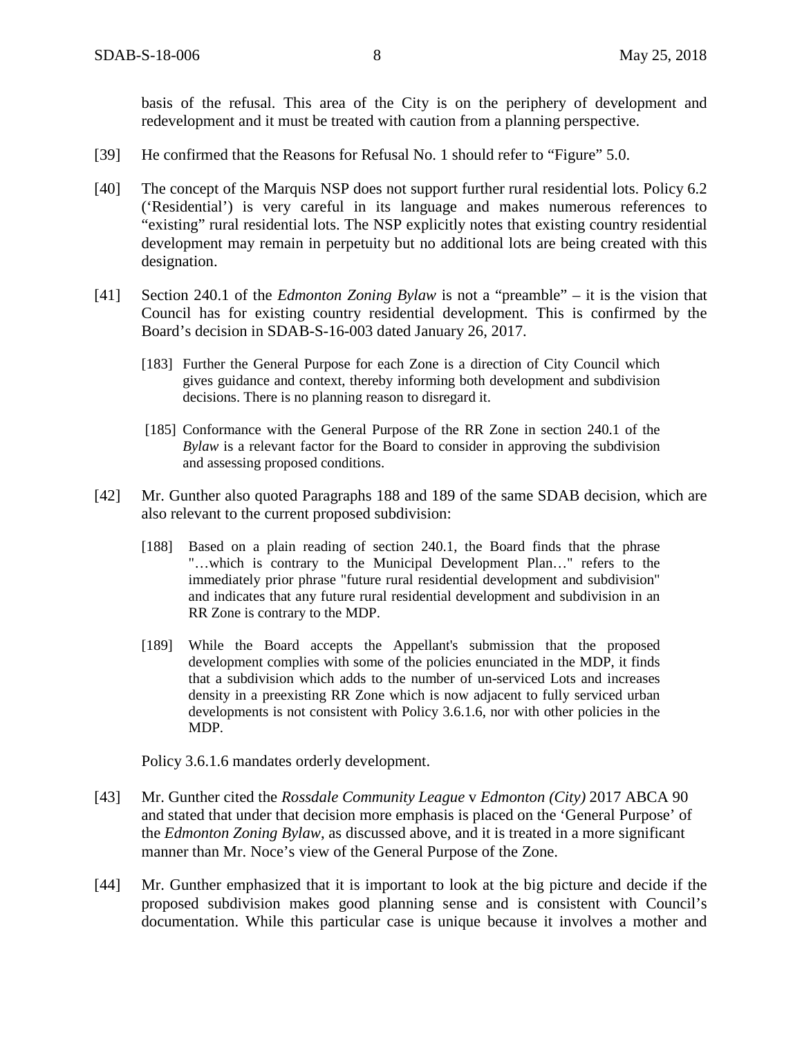basis of the refusal. This area of the City is on the periphery of development and redevelopment and it must be treated with caution from a planning perspective.

[39] He confirmed that the Reasons for Refusal No. 1 should refer to "Figure" 5.0.

[40] The concept of the Marquis NSP does not support further rural residential lots. Policy 6.2 ('Residential') is very careful in its language and makes numerous references to "existing" rural residential lots. The NSP explicitly notes that existing country residential development may remain in perpetuity but no additional lots are being created with this designation.

[41] Section 240.1 of the *Edmonton Zoning Bylaw* is not a "preamble" – it is the vision that Council has for existing country residential development. This is confirmed by the Board's decision in SDAB-S-16-003 dated January 26, 2017.

> [183] Further the General Purpose for each Zone is a direction of City Council which gives guidance and context, thereby informing both development and subdivision decisions. There is no planning reason to disregard it.
>
> [185] Conformance with the General Purpose of the RR Zone in section 240.1 of the *Bylaw* is a relevant factor for the Board to consider in approving the subdivision and assessing proposed conditions.

[42] Mr. Gunther also quoted Paragraphs 188 and 189 of the same SDAB decision, which are also relevant to the current proposed subdivision:

> [188] Based on a plain reading of section 240.1, the Board finds that the phrase "…which is contrary to the Municipal Development Plan…" refers to the immediately prior phrase "future rural residential development and subdivision" and indicates that any future rural residential development and subdivision in an RR Zone is contrary to the MDP.
>
> [189] While the Board accepts the Appellant's submission that the proposed development complies with some of the policies enunciated in the MDP, it finds that a subdivision which adds to the number of un-serviced Lots and increases density in a preexisting RR Zone which is now adjacent to fully serviced urban developments is not consistent with Policy 3.6.1.6, nor with other policies in the MDP.

Policy 3.6.1.6 mandates orderly development.

[43] Mr. Gunther cited the *Rossdale Community League* v *Edmonton (City)* 2017 ABCA 90 and stated that under that decision more emphasis is placed on the 'General Purpose' of the *Edmonton Zoning Bylaw*, as discussed above, and it is treated in a more significant manner than Mr. Noce's view of the General Purpose of the Zone.

[44] Mr. Gunther emphasized that it is important to look at the big picture and decide if the proposed subdivision makes good planning sense and is consistent with Council's documentation. While this particular case is unique because it involves a mother and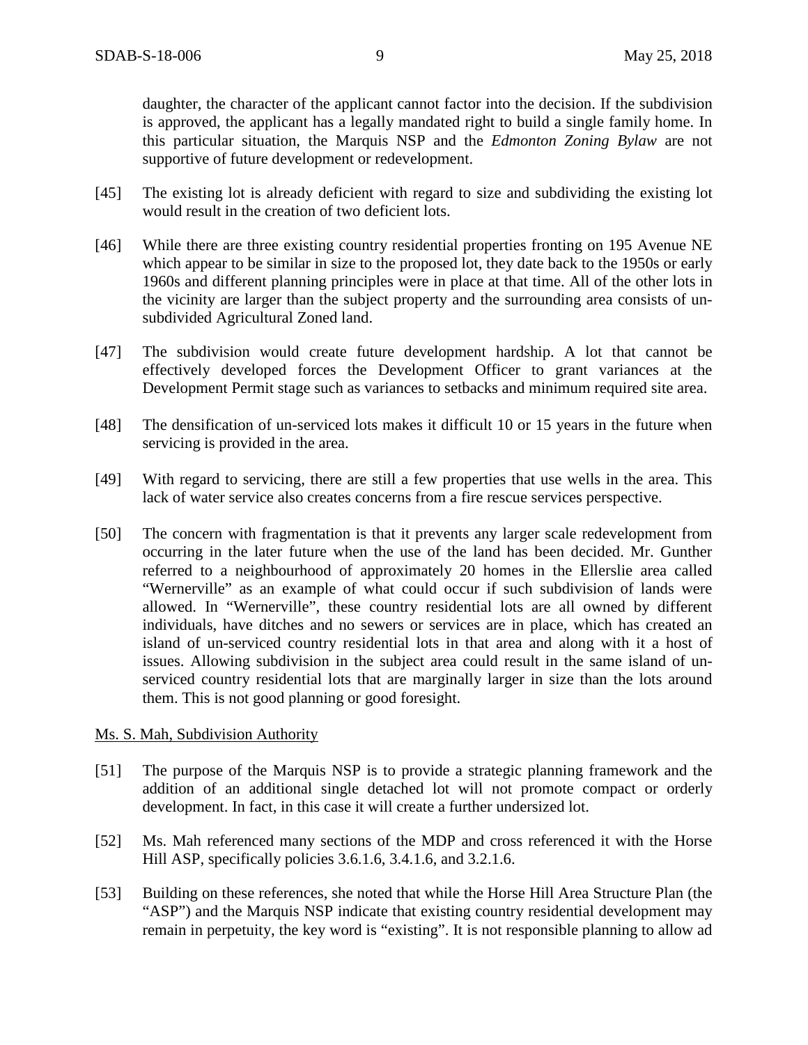daughter, the character of the applicant cannot factor into the decision. If the subdivision is approved, the applicant has a legally mandated right to build a single family home. In this particular situation, the Marquis NSP and the *Edmonton Zoning Bylaw* are not supportive of future development or redevelopment.

[45] The existing lot is already deficient with regard to size and subdividing the existing lot would result in the creation of two deficient lots.

[46] While there are three existing country residential properties fronting on 195 Avenue NE which appear to be similar in size to the proposed lot, they date back to the 1950s or early 1960s and different planning principles were in place at that time. All of the other lots in the vicinity are larger than the subject property and the surrounding area consists of un-subdivided Agricultural Zoned land.

[47] The subdivision would create future development hardship. A lot that cannot be effectively developed forces the Development Officer to grant variances at the Development Permit stage such as variances to setbacks and minimum required site area.

[48] The densification of un-serviced lots makes it difficult 10 or 15 years in the future when servicing is provided in the area.

[49] With regard to servicing, there are still a few properties that use wells in the area. This lack of water service also creates concerns from a fire rescue services perspective.

[50] The concern with fragmentation is that it prevents any larger scale redevelopment from occurring in the later future when the use of the land has been decided. Mr. Gunther referred to a neighbourhood of approximately 20 homes in the Ellerslie area called "Wernerville" as an example of what could occur if such subdivision of lands were allowed. In "Wernerville", these country residential lots are all owned by different individuals, have ditches and no sewers or services are in place, which has created an island of un-serviced country residential lots in that area and along with it a host of issues. Allowing subdivision in the subject area could result in the same island of un-serviced country residential lots that are marginally larger in size than the lots around them. This is not good planning or good foresight.

Ms. S. Mah, Subdivision Authority

[51] The purpose of the Marquis NSP is to provide a strategic planning framework and the addition of an additional single detached lot will not promote compact or orderly development. In fact, in this case it will create a further undersized lot.

[52] Ms. Mah referenced many sections of the MDP and cross referenced it with the Horse Hill ASP, specifically policies 3.6.1.6, 3.4.1.6, and 3.2.1.6.

[53] Building on these references, she noted that while the Horse Hill Area Structure Plan (the "ASP") and the Marquis NSP indicate that existing country residential development may remain in perpetuity, the key word is "existing". It is not responsible planning to allow ad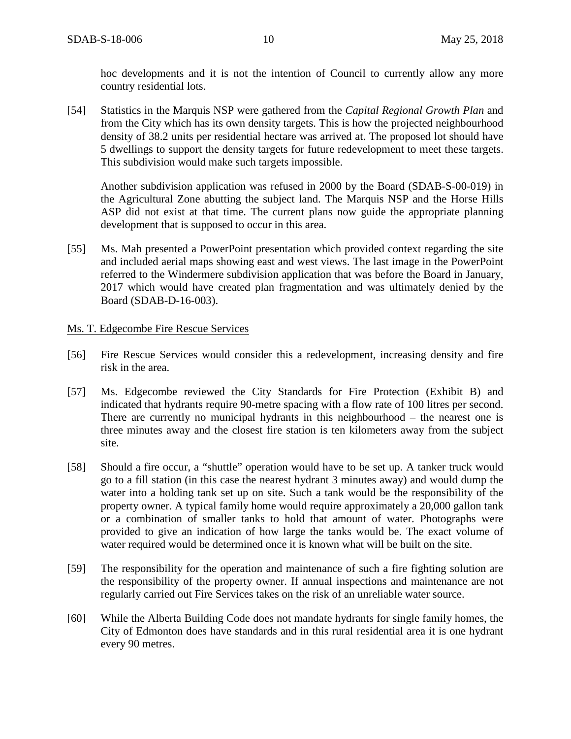hoc developments and it is not the intention of Council to currently allow any more country residential lots.

[54] Statistics in the Marquis NSP were gathered from the *Capital Regional Growth Plan* and from the City which has its own density targets. This is how the projected neighbourhood density of 38.2 units per residential hectare was arrived at. The proposed lot should have 5 dwellings to support the density targets for future redevelopment to meet these targets. This subdivision would make such targets impossible.

Another subdivision application was refused in 2000 by the Board (SDAB-S-00-019) in the Agricultural Zone abutting the subject land. The Marquis NSP and the Horse Hills ASP did not exist at that time. The current plans now guide the appropriate planning development that is supposed to occur in this area.

[55] Ms. Mah presented a PowerPoint presentation which provided context regarding the site and included aerial maps showing east and west views. The last image in the PowerPoint referred to the Windermere subdivision application that was before the Board in January, 2017 which would have created plan fragmentation and was ultimately denied by the Board (SDAB-D-16-003).

Ms. T. Edgecombe Fire Rescue Services

[56] Fire Rescue Services would consider this a redevelopment, increasing density and fire risk in the area.

[57] Ms. Edgecombe reviewed the City Standards for Fire Protection (Exhibit B) and indicated that hydrants require 90-metre spacing with a flow rate of 100 litres per second. There are currently no municipal hydrants in this neighbourhood – the nearest one is three minutes away and the closest fire station is ten kilometers away from the subject site.

[58] Should a fire occur, a "shuttle" operation would have to be set up. A tanker truck would go to a fill station (in this case the nearest hydrant 3 minutes away) and would dump the water into a holding tank set up on site. Such a tank would be the responsibility of the property owner. A typical family home would require approximately a 20,000 gallon tank or a combination of smaller tanks to hold that amount of water. Photographs were provided to give an indication of how large the tanks would be. The exact volume of water required would be determined once it is known what will be built on the site.

[59] The responsibility for the operation and maintenance of such a fire fighting solution are the responsibility of the property owner. If annual inspections and maintenance are not regularly carried out Fire Services takes on the risk of an unreliable water source.

[60] While the Alberta Building Code does not mandate hydrants for single family homes, the City of Edmonton does have standards and in this rural residential area it is one hydrant every 90 metres.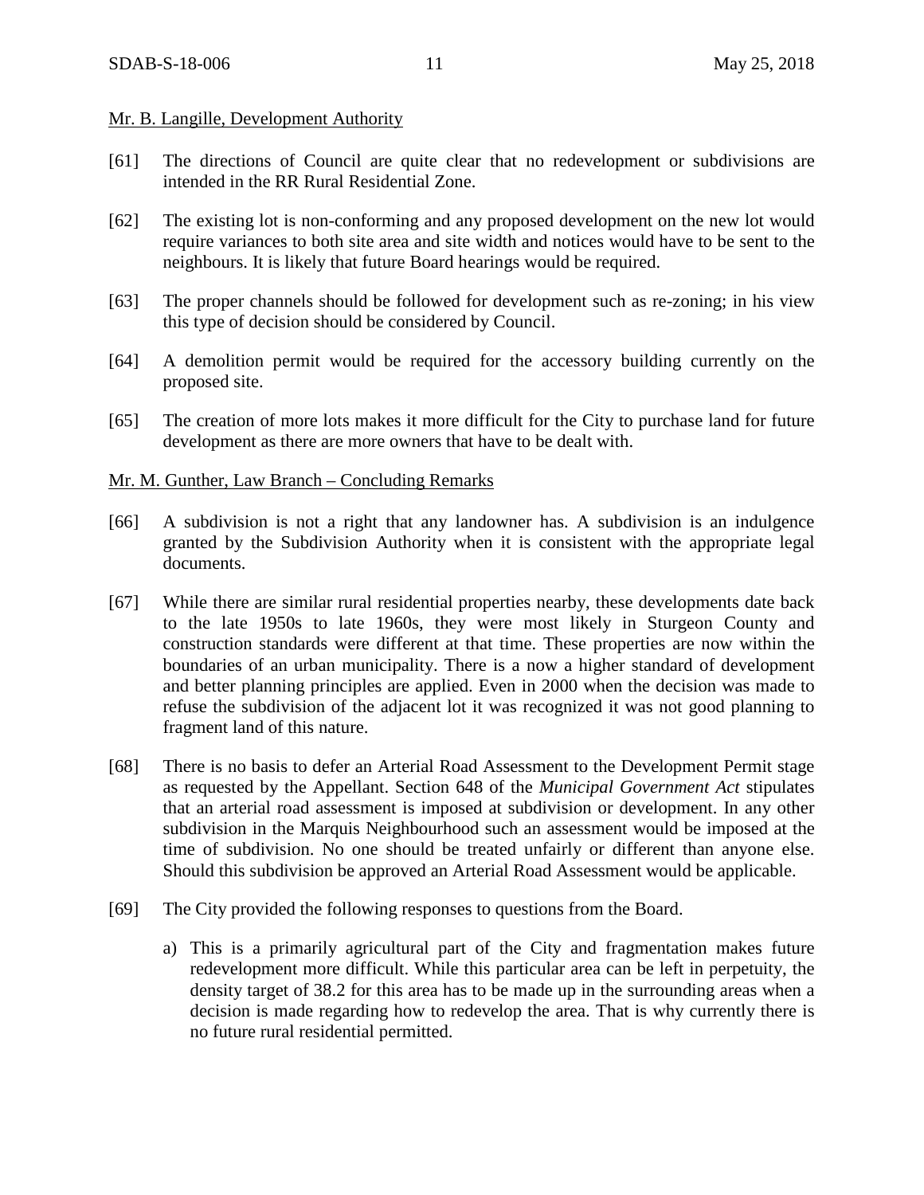Mr. B. Langille, Development Authority

[61] The directions of Council are quite clear that no redevelopment or subdivisions are intended in the RR Rural Residential Zone.

[62] The existing lot is non-conforming and any proposed development on the new lot would require variances to both site area and site width and notices would have to be sent to the neighbours. It is likely that future Board hearings would be required.

[63] The proper channels should be followed for development such as re-zoning; in his view this type of decision should be considered by Council.

[64] A demolition permit would be required for the accessory building currently on the proposed site.

[65] The creation of more lots makes it more difficult for the City to purchase land for future development as there are more owners that have to be dealt with.

Mr. M. Gunther, Law Branch – Concluding Remarks

[66] A subdivision is not a right that any landowner has. A subdivision is an indulgence granted by the Subdivision Authority when it is consistent with the appropriate legal documents.

[67] While there are similar rural residential properties nearby, these developments date back to the late 1950s to late 1960s, they were most likely in Sturgeon County and construction standards were different at that time. These properties are now within the boundaries of an urban municipality. There is a now a higher standard of development and better planning principles are applied. Even in 2000 when the decision was made to refuse the subdivision of the adjacent lot it was recognized it was not good planning to fragment land of this nature.

[68] There is no basis to defer an Arterial Road Assessment to the Development Permit stage as requested by the Appellant. Section 648 of the *Municipal Government Act* stipulates that an arterial road assessment is imposed at subdivision or development. In any other subdivision in the Marquis Neighbourhood such an assessment would be imposed at the time of subdivision. No one should be treated unfairly or different than anyone else. Should this subdivision be approved an Arterial Road Assessment would be applicable.

[69] The City provided the following responses to questions from the Board.

a) This is a primarily agricultural part of the City and fragmentation makes future redevelopment more difficult. While this particular area can be left in perpetuity, the density target of 38.2 for this area has to be made up in the surrounding areas when a decision is made regarding how to redevelop the area. That is why currently there is no future rural residential permitted.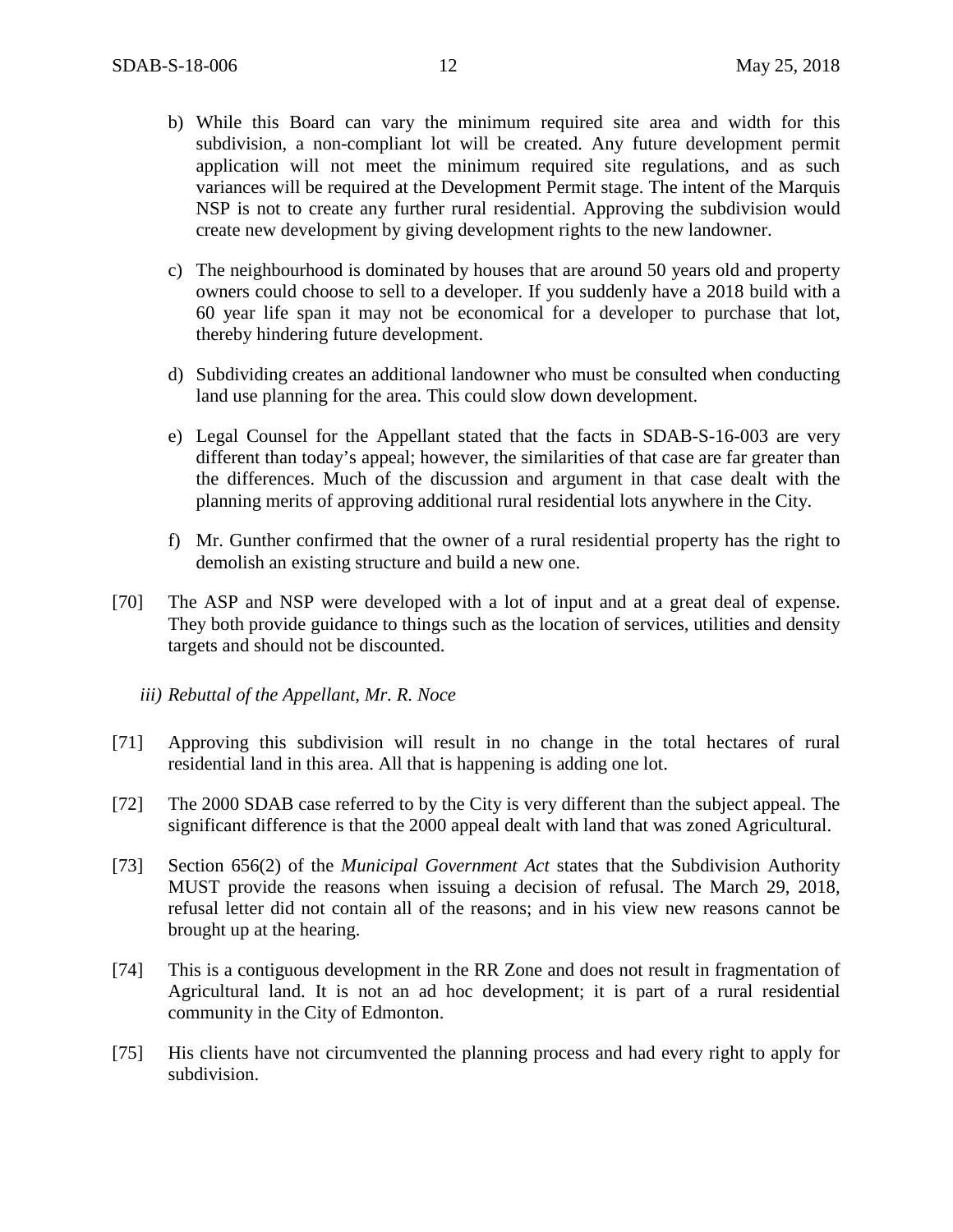b) While this Board can vary the minimum required site area and width for this subdivision, a non-compliant lot will be created. Any future development permit application will not meet the minimum required site regulations, and as such variances will be required at the Development Permit stage. The intent of the Marquis NSP is not to create any further rural residential. Approving the subdivision would create new development by giving development rights to the new landowner.

c) The neighbourhood is dominated by houses that are around 50 years old and property owners could choose to sell to a developer. If you suddenly have a 2018 build with a 60 year life span it may not be economical for a developer to purchase that lot, thereby hindering future development.

d) Subdividing creates an additional landowner who must be consulted when conducting land use planning for the area. This could slow down development.

e) Legal Counsel for the Appellant stated that the facts in SDAB-S-16-003 are very different than today's appeal; however, the similarities of that case are far greater than the differences. Much of the discussion and argument in that case dealt with the planning merits of approving additional rural residential lots anywhere in the City.

f) Mr. Gunther confirmed that the owner of a rural residential property has the right to demolish an existing structure and build a new one.

[70] The ASP and NSP were developed with a lot of input and at a great deal of expense. They both provide guidance to things such as the location of services, utilities and density targets and should not be discounted.

*iii) Rebuttal of the Appellant, Mr. R. Noce*

[71] Approving this subdivision will result in no change in the total hectares of rural residential land in this area. All that is happening is adding one lot.

[72] The 2000 SDAB case referred to by the City is very different than the subject appeal. The significant difference is that the 2000 appeal dealt with land that was zoned Agricultural.

[73] Section 656(2) of the *Municipal Government Act* states that the Subdivision Authority MUST provide the reasons when issuing a decision of refusal. The March 29, 2018, refusal letter did not contain all of the reasons; and in his view new reasons cannot be brought up at the hearing.

[74] This is a contiguous development in the RR Zone and does not result in fragmentation of Agricultural land. It is not an ad hoc development; it is part of a rural residential community in the City of Edmonton.

[75] His clients have not circumvented the planning process and had every right to apply for subdivision.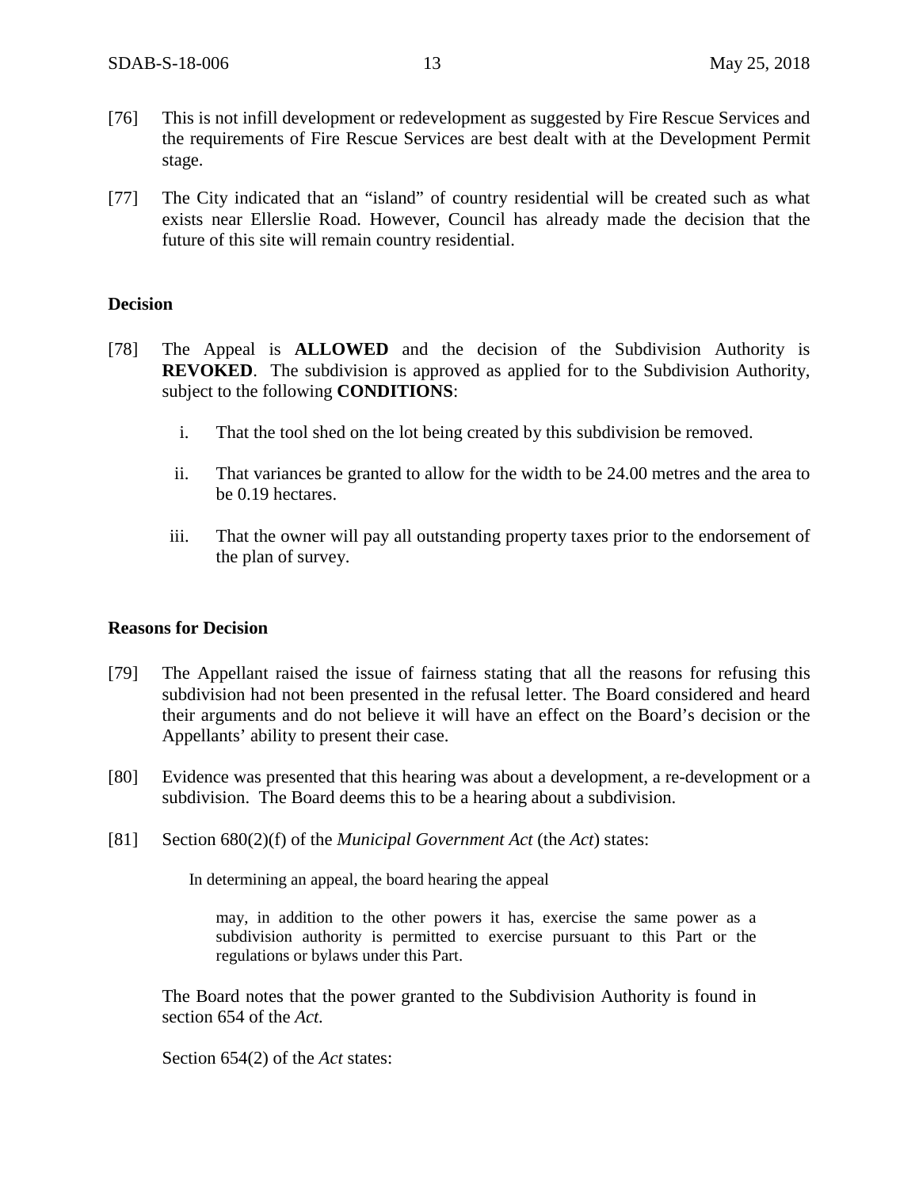[76] This is not infill development or redevelopment as suggested by Fire Rescue Services and the requirements of Fire Rescue Services are best dealt with at the Development Permit stage.

[77] The City indicated that an "island" of country residential will be created such as what exists near Ellerslie Road. However, Council has already made the decision that the future of this site will remain country residential.

## Decision

[78] The Appeal is **ALLOWED** and the decision of the Subdivision Authority is **REVOKED**. The subdivision is approved as applied for to the Subdivision Authority, subject to the following **CONDITIONS**:

i. That the tool shed on the lot being created by this subdivision be removed.

ii. That variances be granted to allow for the width to be 24.00 metres and the area to be 0.19 hectares.

iii. That the owner will pay all outstanding property taxes prior to the endorsement of the plan of survey.

## Reasons for Decision

[79] The Appellant raised the issue of fairness stating that all the reasons for refusing this subdivision had not been presented in the refusal letter. The Board considered and heard their arguments and do not believe it will have an effect on the Board's decision or the Appellants' ability to present their case.

[80] Evidence was presented that this hearing was about a development, a re-development or a subdivision. The Board deems this to be a hearing about a subdivision.

[81] Section 680(2)(f) of the *Municipal Government Act* (the *Act*) states:

> In determining an appeal, the board hearing the appeal
>
> > may, in addition to the other powers it has, exercise the same power as a subdivision authority is permitted to exercise pursuant to this Part or the regulations or bylaws under this Part.

The Board notes that the power granted to the Subdivision Authority is found in section 654 of the *Act.*

Section 654(2) of the *Act* states: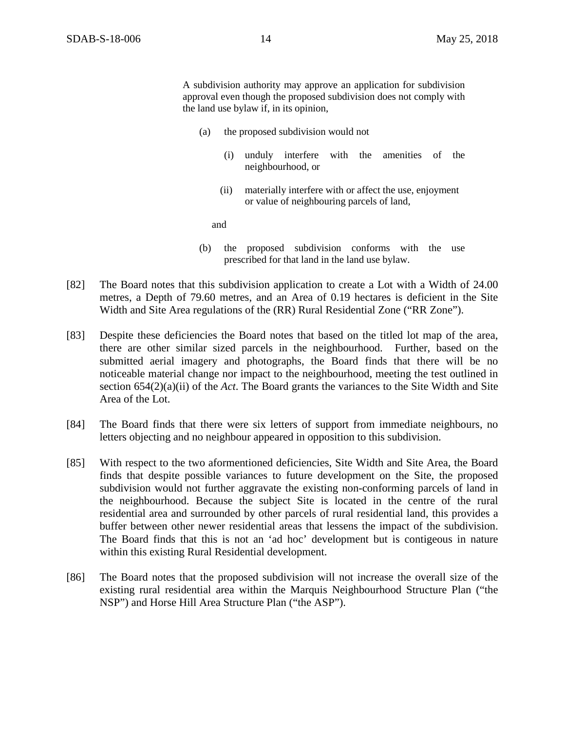> A subdivision authority may approve an application for subdivision approval even though the proposed subdivision does not comply with the land use bylaw if, in its opinion,
>
> (a) the proposed subdivision would not
>
> (i) unduly interfere with the amenities of the neighbourhood, or
>
> (ii) materially interfere with or affect the use, enjoyment or value of neighbouring parcels of land,
>
> and
>
> (b) the proposed subdivision conforms with the use prescribed for that land in the land use bylaw.

[82] The Board notes that this subdivision application to create a Lot with a Width of 24.00 metres, a Depth of 79.60 metres, and an Area of 0.19 hectares is deficient in the Site Width and Site Area regulations of the (RR) Rural Residential Zone ("RR Zone").

[83] Despite these deficiencies the Board notes that based on the titled lot map of the area, there are other similar sized parcels in the neighbourhood. Further, based on the submitted aerial imagery and photographs, the Board finds that there will be no noticeable material change nor impact to the neighbourhood, meeting the test outlined in section 654(2)(a)(ii) of the *Act*. The Board grants the variances to the Site Width and Site Area of the Lot.

[84] The Board finds that there were six letters of support from immediate neighbours, no letters objecting and no neighbour appeared in opposition to this subdivision.

[85] With respect to the two aforementioned deficiencies, Site Width and Site Area, the Board finds that despite possible variances to future development on the Site, the proposed subdivision would not further aggravate the existing non-conforming parcels of land in the neighbourhood. Because the subject Site is located in the centre of the rural residential area and surrounded by other parcels of rural residential land, this provides a buffer between other newer residential areas that lessens the impact of the subdivision. The Board finds that this is not an 'ad hoc' development but is contigeous in nature within this existing Rural Residential development.

[86] The Board notes that the proposed subdivision will not increase the overall size of the existing rural residential area within the Marquis Neighbourhood Structure Plan ("the NSP") and Horse Hill Area Structure Plan ("the ASP").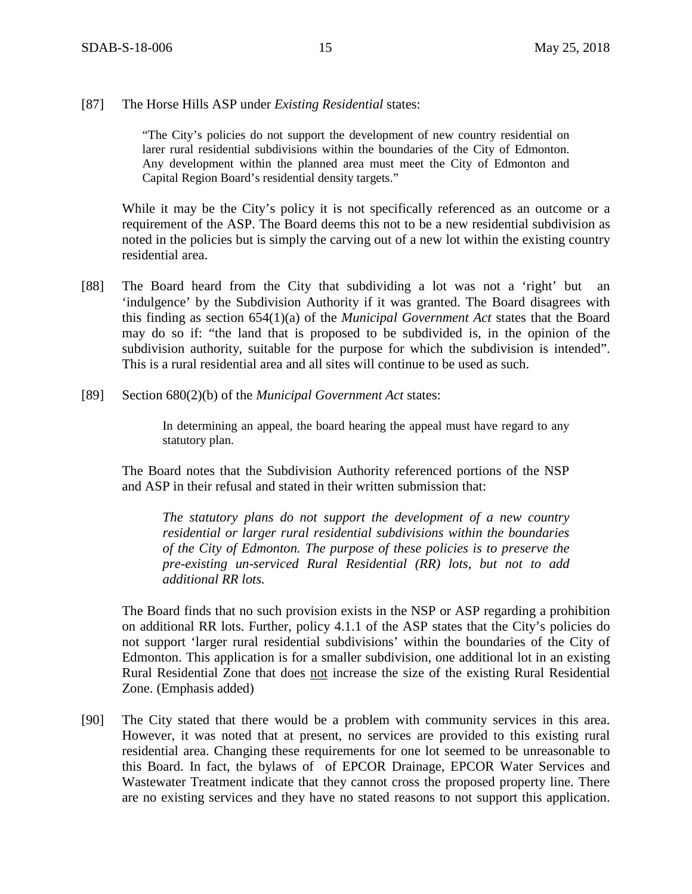[87] The Horse Hills ASP under *Existing Residential* states:

> "The City's policies do not support the development of new country residential on larer rural residential subdivisions within the boundaries of the City of Edmonton. Any development within the planned area must meet the City of Edmonton and Capital Region Board's residential density targets."

While it may be the City's policy it is not specifically referenced as an outcome or a requirement of the ASP. The Board deems this not to be a new residential subdivision as noted in the policies but is simply the carving out of a new lot within the existing country residential area.

[88] The Board heard from the City that subdividing a lot was not a 'right' but an 'indulgence' by the Subdivision Authority if it was granted. The Board disagrees with this finding as section 654(1)(a) of the *Municipal Government Act* states that the Board may do so if: "the land that is proposed to be subdivided is, in the opinion of the subdivision authority, suitable for the purpose for which the subdivision is intended". This is a rural residential area and all sites will continue to be used as such.

[89] Section 680(2)(b) of the *Municipal Government Act* states:

> In determining an appeal, the board hearing the appeal must have regard to any statutory plan.

The Board notes that the Subdivision Authority referenced portions of the NSP and ASP in their refusal and stated in their written submission that:

> *The statutory plans do not support the development of a new country residential or larger rural residential subdivisions within the boundaries of the City of Edmonton. The purpose of these policies is to preserve the pre-existing un-serviced Rural Residential (RR) lots, but not to add additional RR lots.*

The Board finds that no such provision exists in the NSP or ASP regarding a prohibition on additional RR lots. Further, policy 4.1.1 of the ASP states that the City's policies do not support 'larger rural residential subdivisions' within the boundaries of the City of Edmonton. This application is for a smaller subdivision, one additional lot in an existing Rural Residential Zone that does <u>not</u> increase the size of the existing Rural Residential Zone. (Emphasis added)

[90] The City stated that there would be a problem with community services in this area. However, it was noted that at present, no services are provided to this existing rural residential area. Changing these requirements for one lot seemed to be unreasonable to this Board. In fact, the bylaws of of EPCOR Drainage, EPCOR Water Services and Wastewater Treatment indicate that they cannot cross the proposed property line. There are no existing services and they have no stated reasons to not support this application.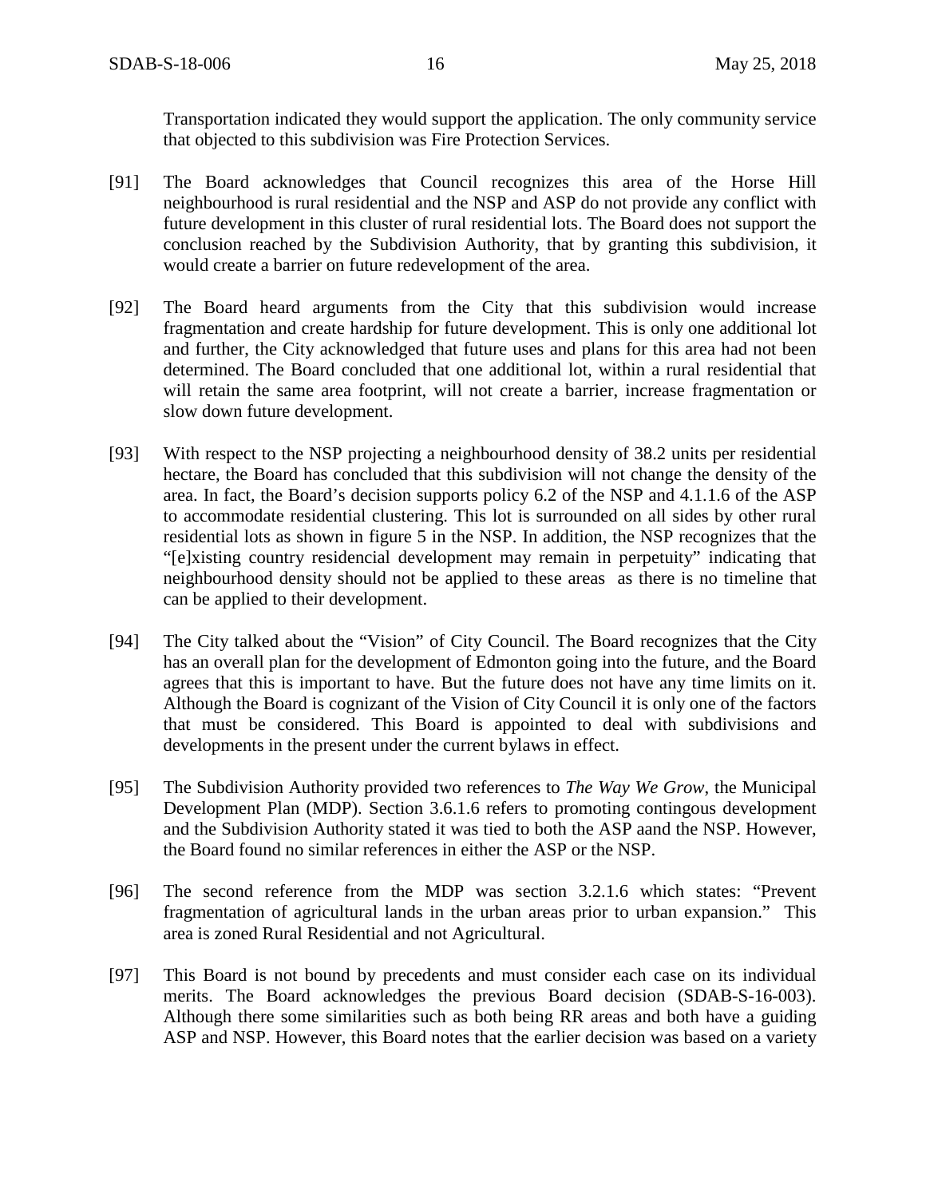Transportation indicated they would support the application. The only community service that objected to this subdivision was Fire Protection Services.

[91] The Board acknowledges that Council recognizes this area of the Horse Hill neighbourhood is rural residential and the NSP and ASP do not provide any conflict with future development in this cluster of rural residential lots. The Board does not support the conclusion reached by the Subdivision Authority, that by granting this subdivision, it would create a barrier on future redevelopment of the area.

[92] The Board heard arguments from the City that this subdivision would increase fragmentation and create hardship for future development. This is only one additional lot and further, the City acknowledged that future uses and plans for this area had not been determined. The Board concluded that one additional lot, within a rural residential that will retain the same area footprint, will not create a barrier, increase fragmentation or slow down future development.

[93] With respect to the NSP projecting a neighbourhood density of 38.2 units per residential hectare, the Board has concluded that this subdivision will not change the density of the area. In fact, the Board's decision supports policy 6.2 of the NSP and 4.1.1.6 of the ASP to accommodate residential clustering. This lot is surrounded on all sides by other rural residential lots as shown in figure 5 in the NSP. In addition, the NSP recognizes that the "[e]xisting country residencial development may remain in perpetuity" indicating that neighbourhood density should not be applied to these areas as there is no timeline that can be applied to their development.

[94] The City talked about the "Vision" of City Council. The Board recognizes that the City has an overall plan for the development of Edmonton going into the future, and the Board agrees that this is important to have. But the future does not have any time limits on it. Although the Board is cognizant of the Vision of City Council it is only one of the factors that must be considered. This Board is appointed to deal with subdivisions and developments in the present under the current bylaws in effect.

[95] The Subdivision Authority provided two references to *The Way We Grow*, the Municipal Development Plan (MDP). Section 3.6.1.6 refers to promoting contingous development and the Subdivision Authority stated it was tied to both the ASP aand the NSP. However, the Board found no similar references in either the ASP or the NSP.

[96] The second reference from the MDP was section 3.2.1.6 which states: "Prevent fragmentation of agricultural lands in the urban areas prior to urban expansion." This area is zoned Rural Residential and not Agricultural.

[97] This Board is not bound by precedents and must consider each case on its individual merits. The Board acknowledges the previous Board decision (SDAB-S-16-003). Although there some similarities such as both being RR areas and both have a guiding ASP and NSP. However, this Board notes that the earlier decision was based on a variety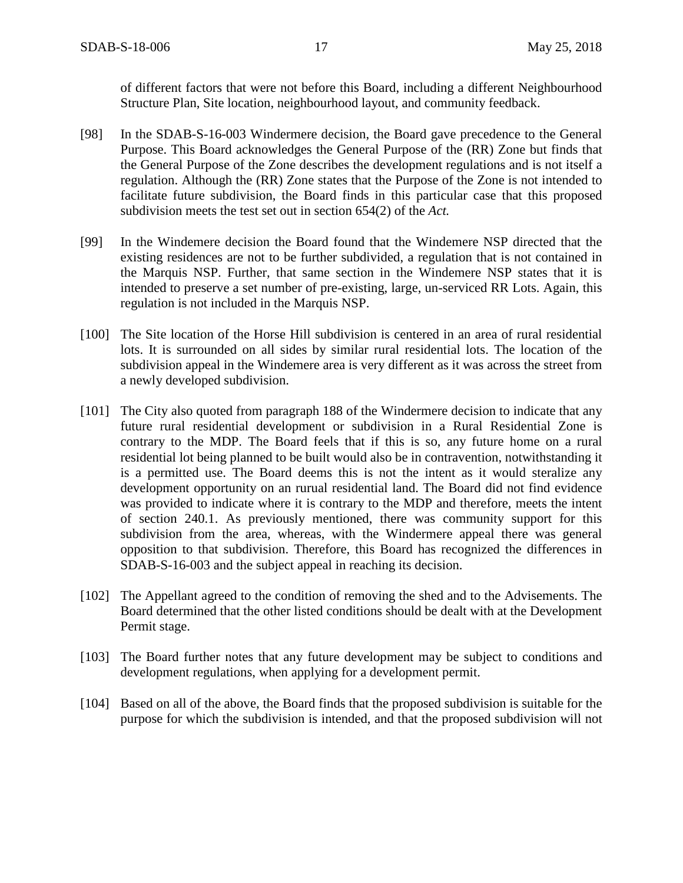of different factors that were not before this Board, including a different Neighbourhood Structure Plan, Site location, neighbourhood layout, and community feedback.

[98] In the SDAB-S-16-003 Windermere decision, the Board gave precedence to the General Purpose. This Board acknowledges the General Purpose of the (RR) Zone but finds that the General Purpose of the Zone describes the development regulations and is not itself a regulation. Although the (RR) Zone states that the Purpose of the Zone is not intended to facilitate future subdivision, the Board finds in this particular case that this proposed subdivision meets the test set out in section 654(2) of the *Act.*

[99] In the Windemere decision the Board found that the Windemere NSP directed that the existing residences are not to be further subdivided, a regulation that is not contained in the Marquis NSP. Further, that same section in the Windemere NSP states that it is intended to preserve a set number of pre-existing, large, un-serviced RR Lots. Again, this regulation is not included in the Marquis NSP.

[100] The Site location of the Horse Hill subdivision is centered in an area of rural residential lots. It is surrounded on all sides by similar rural residential lots. The location of the subdivision appeal in the Windemere area is very different as it was across the street from a newly developed subdivision.

[101] The City also quoted from paragraph 188 of the Windermere decision to indicate that any future rural residential development or subdivision in a Rural Residential Zone is contrary to the MDP. The Board feels that if this is so, any future home on a rural residential lot being planned to be built would also be in contravention, notwithstanding it is a permitted use. The Board deems this is not the intent as it would steralize any development opportunity on an rurual residential land. The Board did not find evidence was provided to indicate where it is contrary to the MDP and therefore, meets the intent of section 240.1. As previously mentioned, there was community support for this subdivision from the area, whereas, with the Windermere appeal there was general opposition to that subdivision. Therefore, this Board has recognized the differences in SDAB-S-16-003 and the subject appeal in reaching its decision.

[102] The Appellant agreed to the condition of removing the shed and to the Advisements. The Board determined that the other listed conditions should be dealt with at the Development Permit stage.

[103] The Board further notes that any future development may be subject to conditions and development regulations, when applying for a development permit.

[104] Based on all of the above, the Board finds that the proposed subdivision is suitable for the purpose for which the subdivision is intended, and that the proposed subdivision will not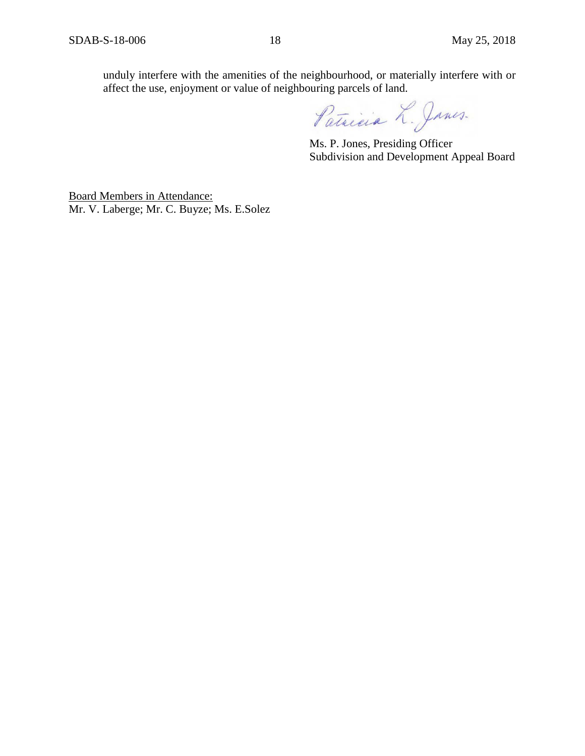unduly interfere with the amenities of the neighbourhood, or materially interfere with or affect the use, enjoyment or value of neighbouring parcels of land.

Patricia L. Jones

Ms. P. Jones, Presiding Officer
Subdivision and Development Appeal Board

Board Members in Attendance:
Mr. V. Laberge; Mr. C. Buyze; Ms. E.Solez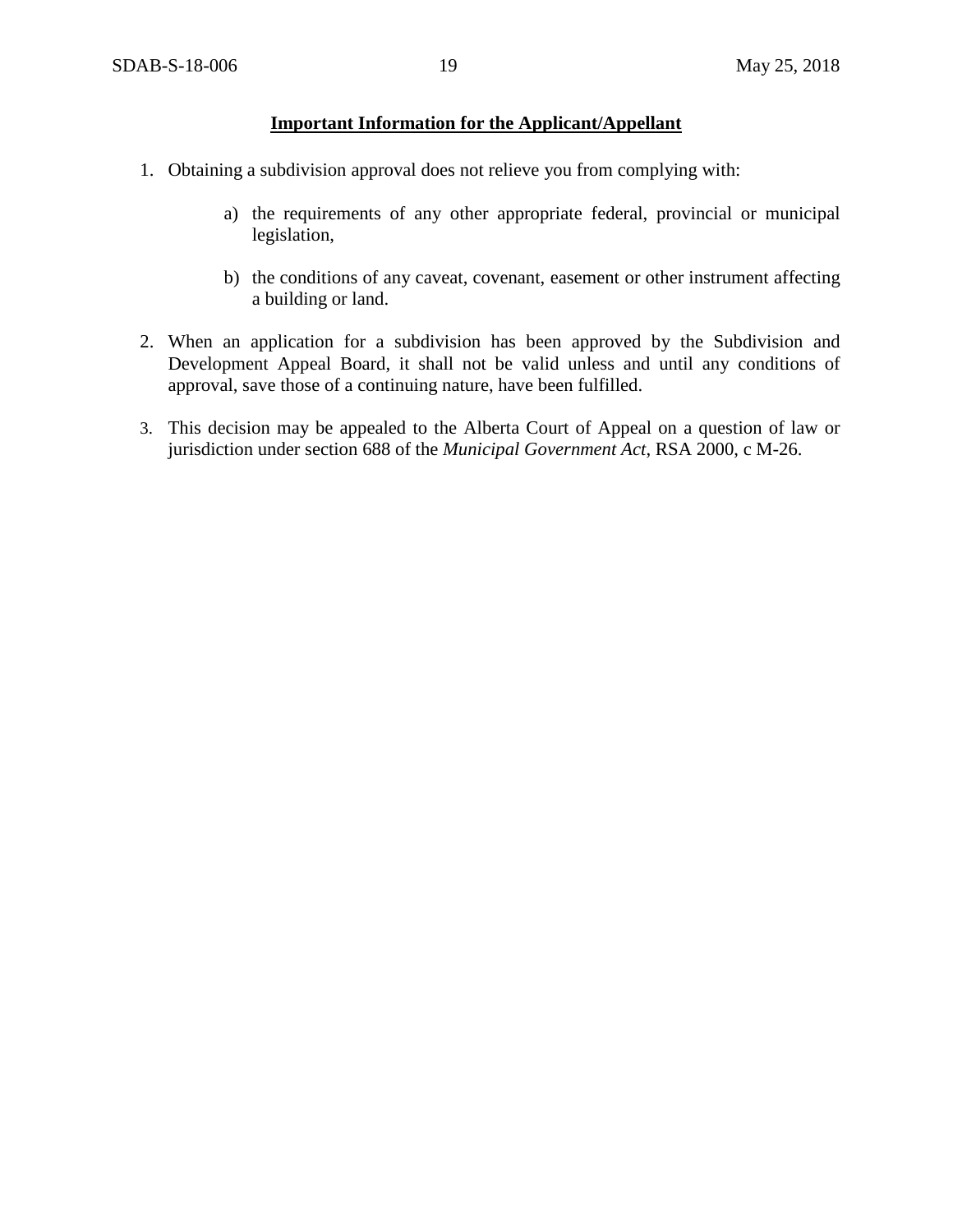**Important Information for the Applicant/Appellant**

1. Obtaining a subdivision approval does not relieve you from complying with:

    a) the requirements of any other appropriate federal, provincial or municipal legislation,

    b) the conditions of any caveat, covenant, easement or other instrument affecting a building or land.

2. When an application for a subdivision has been approved by the Subdivision and Development Appeal Board, it shall not be valid unless and until any conditions of approval, save those of a continuing nature, have been fulfilled.

3. This decision may be appealed to the Alberta Court of Appeal on a question of law or jurisdiction under section 688 of the *Municipal Government Act*, RSA 2000, c M-26.